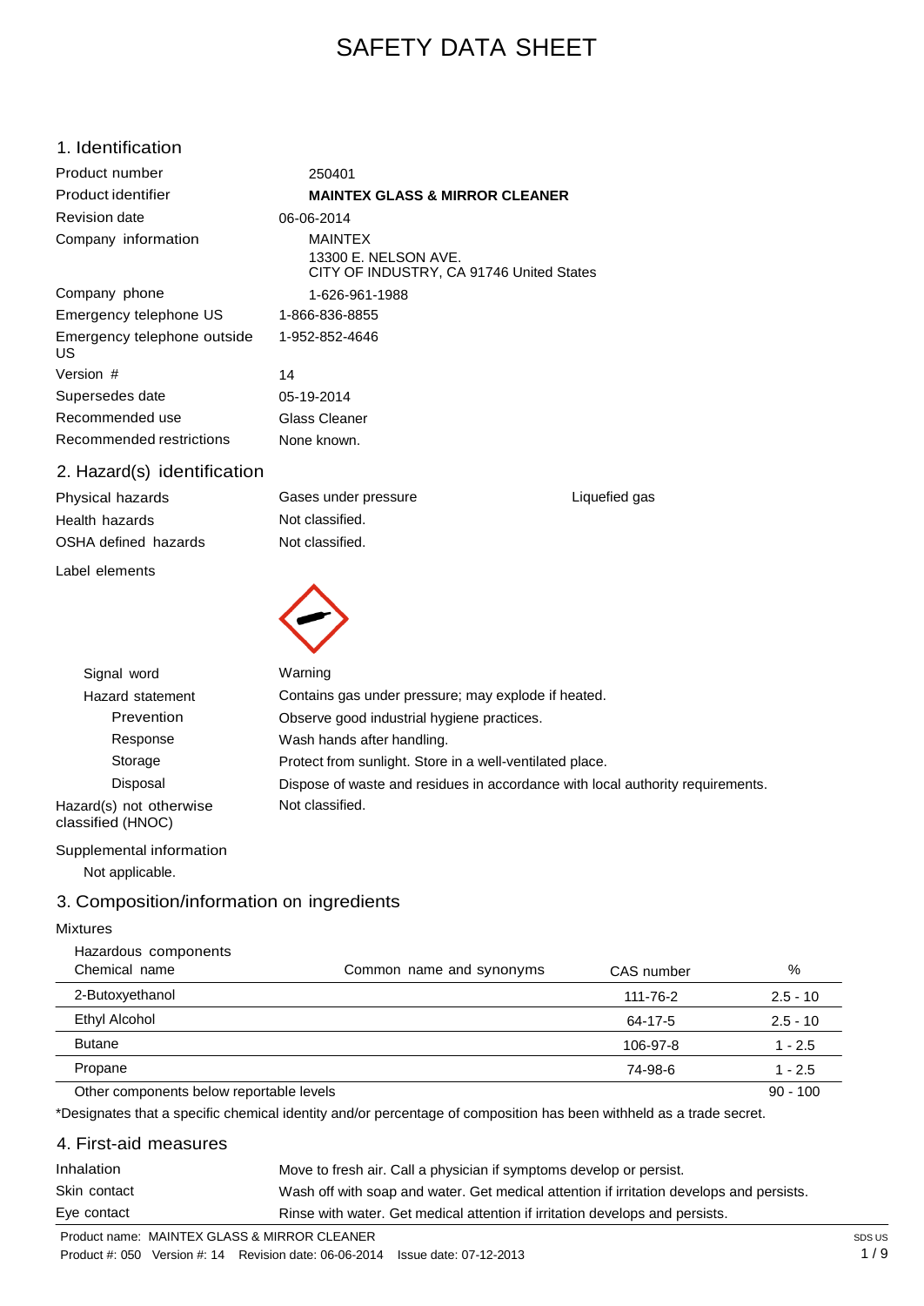# SAFETY DATA SHEET

## 1. Identification

| | |
|---|---|
| Product number | 250401 |
| Product identifier | **MAINTEX GLASS & MIRROR CLEANER** |
| Revision date | 06-06-2014 |
| Company information | MAINTEX<br>13300 E. NELSON AVE.<br>CITY OF INDUSTRY, CA 91746 United States |
| Company phone | 1-626-961-1988 |
| Emergency telephone US | 1-866-836-8855 |
| Emergency telephone outside US | 1-952-852-4646 |
| Version # | 14 |
| Supersedes date | 05-19-2014 |
| Recommended use | Glass Cleaner |
| Recommended restrictions | None known. |

## 2. Hazard(s) identification

| | | |
|---|---|---|
| Physical hazards | Gases under pressure | Liquefied gas |
| Health hazards | Not classified. | |
| OSHA defined hazards | Not classified. | |

Label elements

| | |
|---|---|
| Signal word | Warning |
| Hazard statement | Contains gas under pressure; may explode if heated. |
| Prevention | Observe good industrial hygiene practices. |
| Response | Wash hands after handling. |
| Storage | Protect from sunlight. Store in a well-ventilated place. |
| Disposal | Dispose of waste and residues in accordance with local authority requirements. |
| Hazard(s) not otherwise classified (HNOC) | Not classified. |

Supplemental information

Not applicable.

## 3. Composition/information on ingredients

Mixtures

Hazardous components

| Chemical name | Common name and synonyms | CAS number | % |
|---|---|---|---|
| 2-Butoxyethanol | | 111-76-2 | 2.5 - 10 |
| Ethyl Alcohol | | 64-17-5 | 2.5 - 10 |
| Butane | | 106-97-8 | 1 - 2.5 |
| Propane | | 74-98-6 | 1 - 2.5 |
| Other components below reportable levels | | | 90 - 100 |

*Designates that a specific chemical identity and/or percentage of composition has been withheld as a trade secret.

## 4. First-aid measures

| | |
|---|---|
| Inhalation | Move to fresh air. Call a physician if symptoms develop or persist. |
| Skin contact | Wash off with soap and water. Get medical attention if irritation develops and persists. |
| Eye contact | Rinse with water. Get medical attention if irritation develops and persists. |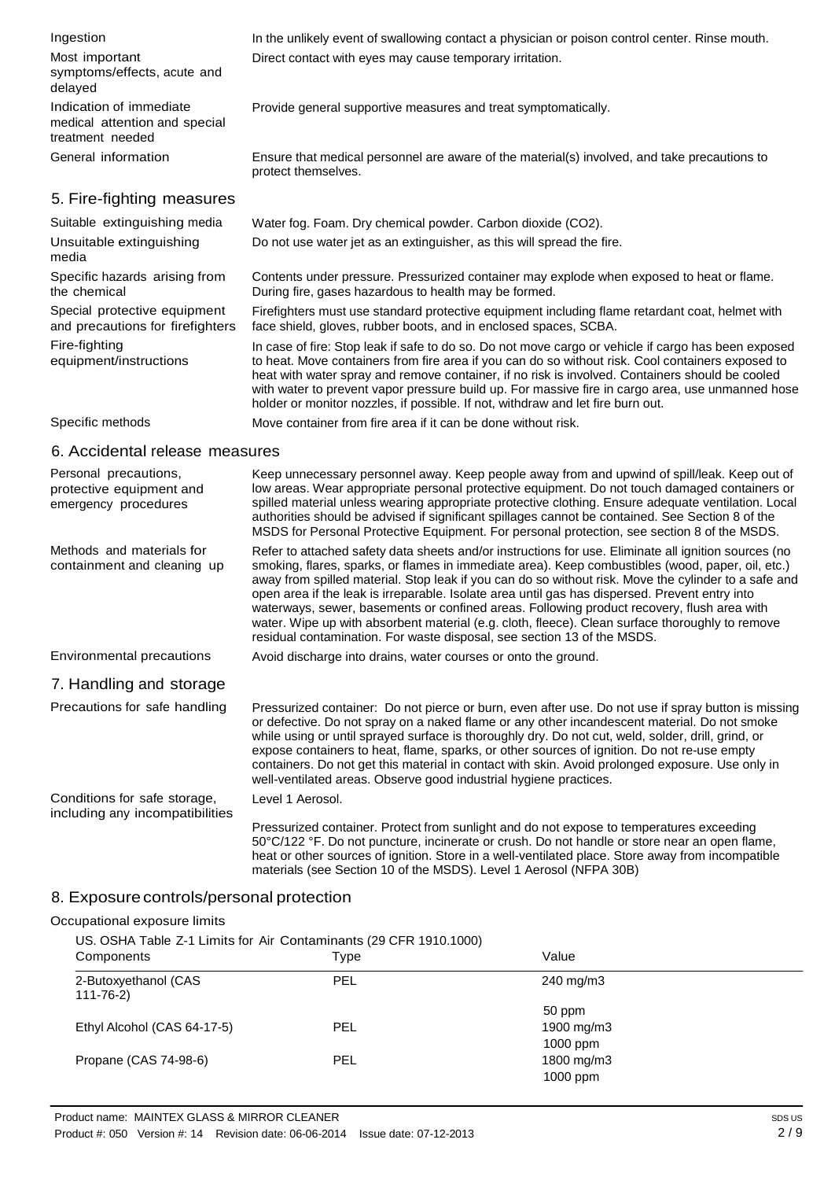| | |
|---|---|
| Ingestion | In the unlikely event of swallowing contact a physician or poison control center. Rinse mouth. |
| Most important symptoms/effects, acute and delayed | Direct contact with eyes may cause temporary irritation. |
| Indication of immediate medical attention and special treatment needed | Provide general supportive measures and treat symptomatically. |
| General information | Ensure that medical personnel are aware of the material(s) involved, and take precautions to protect themselves. |

## 5. Fire-fighting measures

| | |
|---|---|
| Suitable extinguishing media | Water fog. Foam. Dry chemical powder. Carbon dioxide (CO2). |
| Unsuitable extinguishing media | Do not use water jet as an extinguisher, as this will spread the fire. |
| Specific hazards arising from the chemical | Contents under pressure. Pressurized container may explode when exposed to heat or flame. During fire, gases hazardous to health may be formed. |
| Special protective equipment and precautions for firefighters | Firefighters must use standard protective equipment including flame retardant coat, helmet with face shield, gloves, rubber boots, and in enclosed spaces, SCBA. |
| Fire-fighting equipment/instructions | In case of fire: Stop leak if safe to do so. Do not move cargo or vehicle if cargo has been exposed to heat. Move containers from fire area if you can do so without risk. Cool containers exposed to heat with water spray and remove container, if no risk is involved. Containers should be cooled with water to prevent vapor pressure build up. For massive fire in cargo area, use unmanned hose holder or monitor nozzles, if possible. If not, withdraw and let fire burn out. |
| Specific methods | Move container from fire area if it can be done without risk. |

## 6. Accidental release measures

| | |
|---|---|
| Personal precautions, protective equipment and emergency procedures | Keep unnecessary personnel away. Keep people away from and upwind of spill/leak. Keep out of low areas. Wear appropriate personal protective equipment. Do not touch damaged containers or spilled material unless wearing appropriate protective clothing. Ensure adequate ventilation. Local authorities should be advised if significant spillages cannot be contained. See Section 8 of the MSDS for Personal Protective Equipment. For personal protection, see section 8 of the MSDS. |
| Methods and materials for containment and cleaning up | Refer to attached safety data sheets and/or instructions for use. Eliminate all ignition sources (no smoking, flares, sparks, or flames in immediate area). Keep combustibles (wood, paper, oil, etc.) away from spilled material. Stop leak if you can do so without risk. Move the cylinder to a safe and open area if the leak is irreparable. Isolate area until gas has dispersed. Prevent entry into waterways, sewer, basements or confined areas. Following product recovery, flush area with water. Wipe up with absorbent material (e.g. cloth, fleece). Clean surface thoroughly to remove residual contamination. For waste disposal, see section 13 of the MSDS. |
| Environmental precautions | Avoid discharge into drains, water courses or onto the ground. |

## 7. Handling and storage

| | |
|---|---|
| Precautions for safe handling | Pressurized container: Do not pierce or burn, even after use. Do not use if spray button is missing or defective. Do not spray on a naked flame or any other incandescent material. Do not smoke while using or until sprayed surface is thoroughly dry. Do not cut, weld, solder, drill, grind, or expose containers to heat, flame, sparks, or other sources of ignition. Do not re-use empty containers. Do not get this material in contact with skin. Avoid prolonged exposure. Use only in well-ventilated areas. Observe good industrial hygiene practices. |
| Conditions for safe storage, including any incompatibilities | Level 1 Aerosol.<br><br>Pressurized container. Protect from sunlight and do not expose to temperatures exceeding 50°C/122 °F. Do not puncture, incinerate or crush. Do not handle or store near an open flame, heat or other sources of ignition. Store in a well-ventilated place. Store away from incompatible materials (see Section 10 of the MSDS). Level 1 Aerosol (NFPA 30B) |

## 8. Exposure controls/personal protection

### Occupational exposure limits

US. OSHA Table Z-1 Limits for Air Contaminants (29 CFR 1910.1000)

| Components | Type | Value |
|---|---|---|
| 2-Butoxyethanol (CAS 111-76-2) | PEL | 240 mg/m3 |
| | | 50 ppm |
| Ethyl Alcohol (CAS 64-17-5) | PEL | 1900 mg/m3 |
| | | 1000 ppm |
| Propane (CAS 74-98-6) | PEL | 1800 mg/m3 |
| | | 1000 ppm |

Product name: MAINTEX GLASS & MIRROR CLEANER
Product #: 050 Version #: 14 Revision date: 06-06-2014 Issue date: 07-12-2013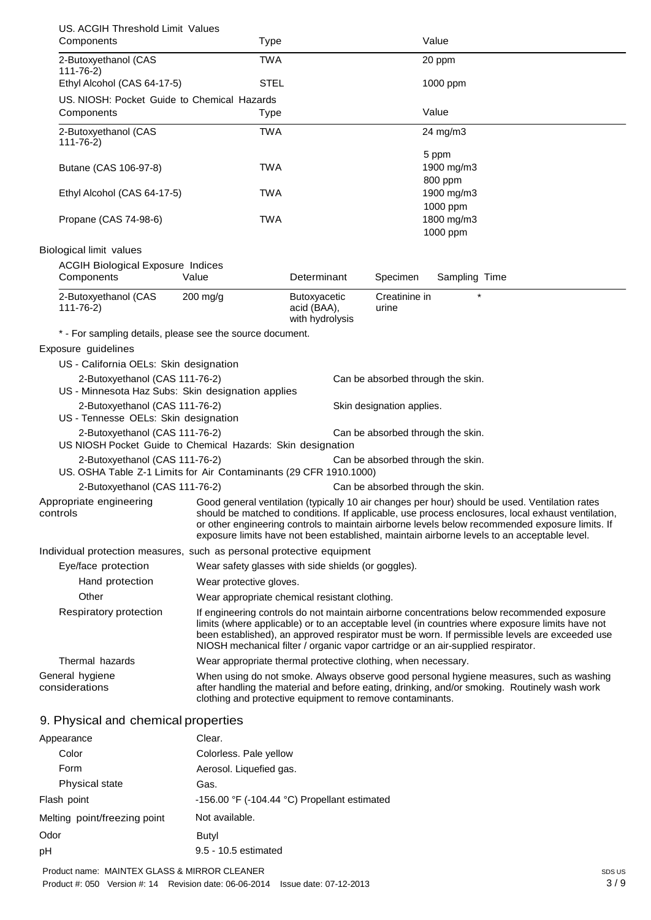US. ACGIH Threshold Limit Values

| Components | Type | Value |
| --- | --- | --- |
| 2-Butoxyethanol (CAS 111-76-2) | TWA | 20 ppm |
| Ethyl Alcohol (CAS 64-17-5) | STEL | 1000 ppm |

US. NIOSH: Pocket Guide to Chemical Hazards

| Components | Type | Value |
| --- | --- | --- |
| 2-Butoxyethanol (CAS 111-76-2) | TWA | 24 mg/m3 |
| | | 5 ppm |
| Butane (CAS 106-97-8) | TWA | 1900 mg/m3 |
| | | 800 ppm |
| Ethyl Alcohol (CAS 64-17-5) | TWA | 1900 mg/m3 |
| | | 1000 ppm |
| Propane (CAS 74-98-6) | TWA | 1800 mg/m3 |
| | | 1000 ppm |

Biological limit values

ACGIH Biological Exposure Indices

| Components | Value | Determinant | Specimen | Sampling Time |
| --- | --- | --- | --- | --- |
| 2-Butoxyethanol (CAS 111-76-2) | 200 mg/g | Butoxyacetic acid (BAA), with hydrolysis | Creatinine in urine | * |

\* - For sampling details, please see the source document.

Exposure guidelines

US - California OELs: Skin designation

| | |
| --- | --- |
| 2-Butoxyethanol (CAS 111-76-2) | Can be absorbed through the skin. |

US - Minnesota Haz Subs: Skin designation applies

| | |
| --- | --- |
| 2-Butoxyethanol (CAS 111-76-2) | Skin designation applies. |

US - Tennesse OELs: Skin designation

| | |
| --- | --- |
| 2-Butoxyethanol (CAS 111-76-2) | Can be absorbed through the skin. |

US NIOSH Pocket Guide to Chemical Hazards: Skin designation

| | |
| --- | --- |
| 2-Butoxyethanol (CAS 111-76-2) | Can be absorbed through the skin. |

US. OSHA Table Z-1 Limits for Air Contaminants (29 CFR 1910.1000)

| | |
| --- | --- |
| 2-Butoxyethanol (CAS 111-76-2) | Can be absorbed through the skin. |

**Appropriate engineering controls**: Good general ventilation (typically 10 air changes per hour) should be used. Ventilation rates should be matched to conditions. If applicable, use process enclosures, local exhaust ventilation, or other engineering controls to maintain airborne levels below recommended exposure limits. If exposure limits have not been established, maintain airborne levels to an acceptable level.

Individual protection measures, such as personal protective equipment

**Eye/face protection**: Wear safety glasses with side shields (or goggles).

**Hand protection**: Wear protective gloves.

**Other**: Wear appropriate chemical resistant clothing.

**Respiratory protection**: If engineering controls do not maintain airborne concentrations below recommended exposure limits (where applicable) or to an acceptable level (in countries where exposure limits have not been established), an approved respirator must be worn. If permissible levels are exceeded use NIOSH mechanical filter / organic vapor cartridge or an air-supplied respirator.

**Thermal hazards**: Wear appropriate thermal protective clothing, when necessary.

**General hygiene considerations**: When using do not smoke. Always observe good personal hygiene measures, such as washing after handling the material and before eating, drinking, and/or smoking. Routinely wash work clothing and protective equipment to remove contaminants.

## 9. Physical and chemical properties

| | |
| --- | --- |
| Appearance | Clear. |
| Color | Colorless. Pale yellow |
| Form | Aerosol. Liquefied gas. |
| Physical state | Gas. |
| Flash point | -156.00 °F (-104.44 °C) Propellant estimated |
| Melting point/freezing point | Not available. |
| Odor | Butyl |
| pH | 9.5 - 10.5 estimated |

Product name: MAINTEX GLASS & MIRROR CLEANER
Product #: 050 Version #: 14 Revision date: 06-06-2014 Issue date: 07-12-2013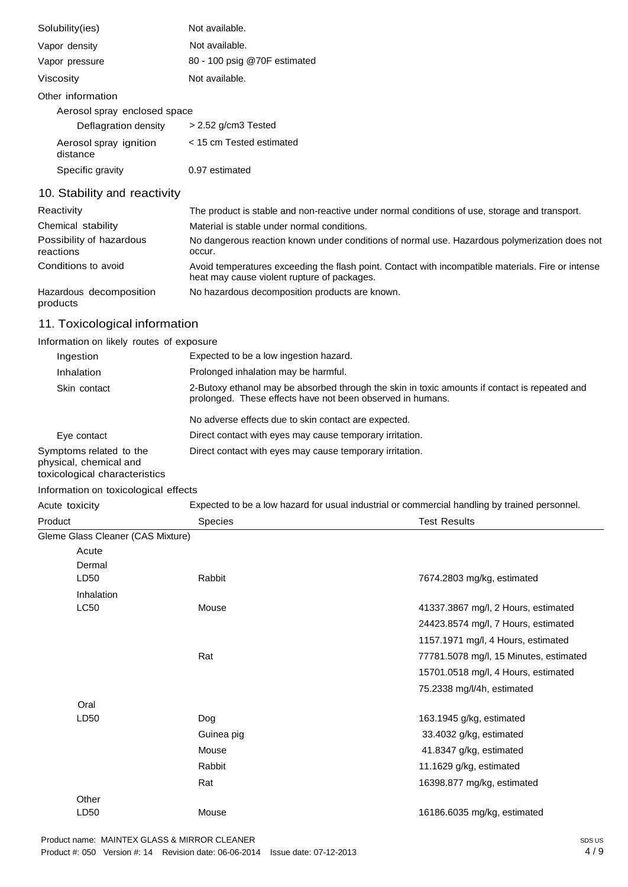| | |
|---|---|
| Solubility(ies) | Not available. |
| Vapor density | Not available. |
| Vapor pressure | 80 - 100 psig @70F estimated |
| Viscosity | Not available. |

Other information

Aerosol spray enclosed space

| | |
|---|---|
| Deflagration density | > 2.52 g/cm3 Tested |
| Aerosol spray ignition distance | < 15 cm Tested estimated |
| Specific gravity | 0.97 estimated |

## 10. Stability and reactivity

| | |
|---|---|
| Reactivity | The product is stable and non-reactive under normal conditions of use, storage and transport. |
| Chemical stability | Material is stable under normal conditions. |
| Possibility of hazardous reactions | No dangerous reaction known under conditions of normal use. Hazardous polymerization does not occur. |
| Conditions to avoid | Avoid temperatures exceeding the flash point. Contact with incompatible materials. Fire or intense heat may cause violent rupture of packages. |
| Hazardous decomposition products | No hazardous decomposition products are known. |

## 11. Toxicological information

Information on likely routes of exposure

| | |
|---|---|
| Ingestion | Expected to be a low ingestion hazard. |
| Inhalation | Prolonged inhalation may be harmful. |
| Skin contact | 2-Butoxy ethanol may be absorbed through the skin in toxic amounts if contact is repeated and prolonged. These effects have not been observed in humans.<br><br>No adverse effects due to skin contact are expected. |
| Eye contact | Direct contact with eyes may cause temporary irritation. |
| Symptoms related to the physical, chemical and toxicological characteristics | Direct contact with eyes may cause temporary irritation. |

Information on toxicological effects

| | |
|---|---|
| Acute toxicity | Expected to be a low hazard for usual industrial or commercial handling by trained personnel. |

| Product | Species | Test Results |
|---|---|---|
| Gleme Glass Cleaner (CAS Mixture) | | |
| Acute | | |
| Dermal | | |
| LD50 | Rabbit | 7674.2803 mg/kg, estimated |
| Inhalation | | |
| LC50 | Mouse | 41337.3867 mg/l, 2 Hours, estimated |
| | | 24423.8574 mg/l, 7 Hours, estimated |
| | | 1157.1971 mg/l, 4 Hours, estimated |
| | Rat | 77781.5078 mg/l, 15 Minutes, estimated |
| | | 15701.0518 mg/l, 4 Hours, estimated |
| | | 75.2338 mg/l/4h, estimated |
| Oral | | |
| LD50 | Dog | 163.1945 g/kg, estimated |
| | Guinea pig | 33.4032 g/kg, estimated |
| | Mouse | 41.8347 g/kg, estimated |
| | Rabbit | 11.1629 g/kg, estimated |
| | Rat | 16398.877 mg/kg, estimated |
| Other | | |
| LD50 | Mouse | 16186.6035 mg/kg, estimated |

Product name: MAINTEX GLASS & MIRROR CLEANER
Product #: 050 Version #: 14 Revision date: 06-06-2014 Issue date: 07-12-2013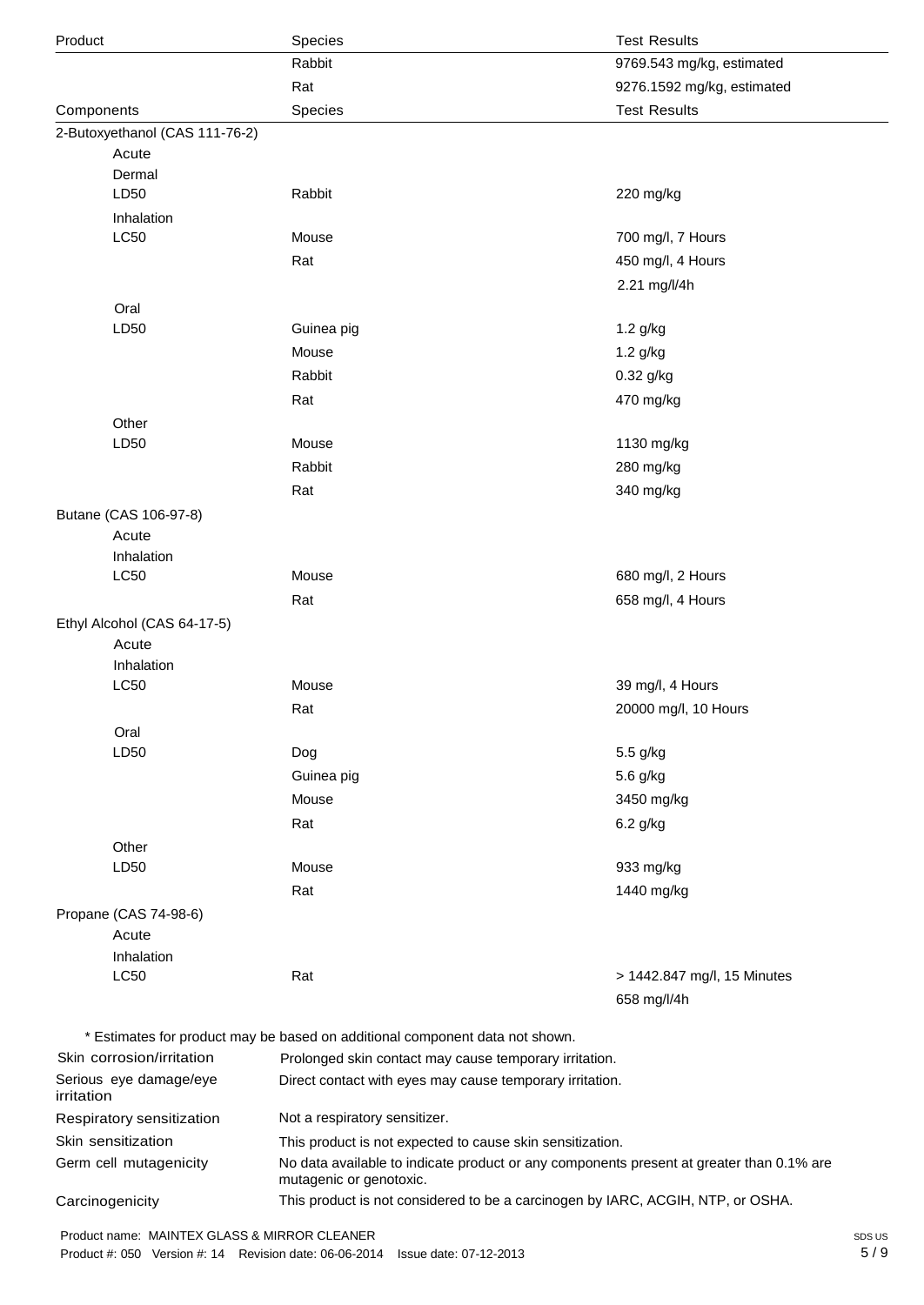| Product | Species | Test Results |
|---|---|---|
| | Rabbit | 9769.543 mg/kg, estimated |
| | Rat | 9276.1592 mg/kg, estimated |

| Components | Species | Test Results |
|---|---|---|
| 2-Butoxyethanol (CAS 111-76-2) | | |
| Acute | | |
| Dermal | | |
| LD50 | Rabbit | 220 mg/kg |
| Inhalation | | |
| LC50 | Mouse | 700 mg/l, 7 Hours |
| | Rat | 450 mg/l, 4 Hours |
| | | 2.21 mg/l/4h |
| Oral | | |
| LD50 | Guinea pig | 1.2 g/kg |
| | Mouse | 1.2 g/kg |
| | Rabbit | 0.32 g/kg |
| | Rat | 470 mg/kg |
| Other | | |
| LD50 | Mouse | 1130 mg/kg |
| | Rabbit | 280 mg/kg |
| | Rat | 340 mg/kg |
| Butane (CAS 106-97-8) | | |
| Acute | | |
| Inhalation | | |
| LC50 | Mouse | 680 mg/l, 2 Hours |
| | Rat | 658 mg/l, 4 Hours |
| Ethyl Alcohol (CAS 64-17-5) | | |
| Acute | | |
| Inhalation | | |
| LC50 | Mouse | 39 mg/l, 4 Hours |
| | Rat | 20000 mg/l, 10 Hours |
| Oral | | |
| LD50 | Dog | 5.5 g/kg |
| | Guinea pig | 5.6 g/kg |
| | Mouse | 3450 mg/kg |
| | Rat | 6.2 g/kg |
| Other | | |
| LD50 | Mouse | 933 mg/kg |
| | Rat | 1440 mg/kg |
| Propane (CAS 74-98-6) | | |
| Acute | | |
| Inhalation | | |
| LC50 | Rat | > 1442.847 mg/l, 15 Minutes |
| | | 658 mg/l/4h |

\* Estimates for product may be based on additional component data not shown.

| | |
|---|---|
| Skin corrosion/irritation | Prolonged skin contact may cause temporary irritation. |
| Serious eye damage/eye irritation | Direct contact with eyes may cause temporary irritation. |
| Respiratory sensitization | Not a respiratory sensitizer. |
| Skin sensitization | This product is not expected to cause skin sensitization. |
| Germ cell mutagenicity | No data available to indicate product or any components present at greater than 0.1% are mutagenic or genotoxic. |
| Carcinogenicity | This product is not considered to be a carcinogen by IARC, ACGIH, NTP, or OSHA. |

Product name: MAINTEX GLASS & MIRROR CLEANER
Product #: 050 Version #: 14 Revision date: 06-06-2014 Issue date: 07-12-2013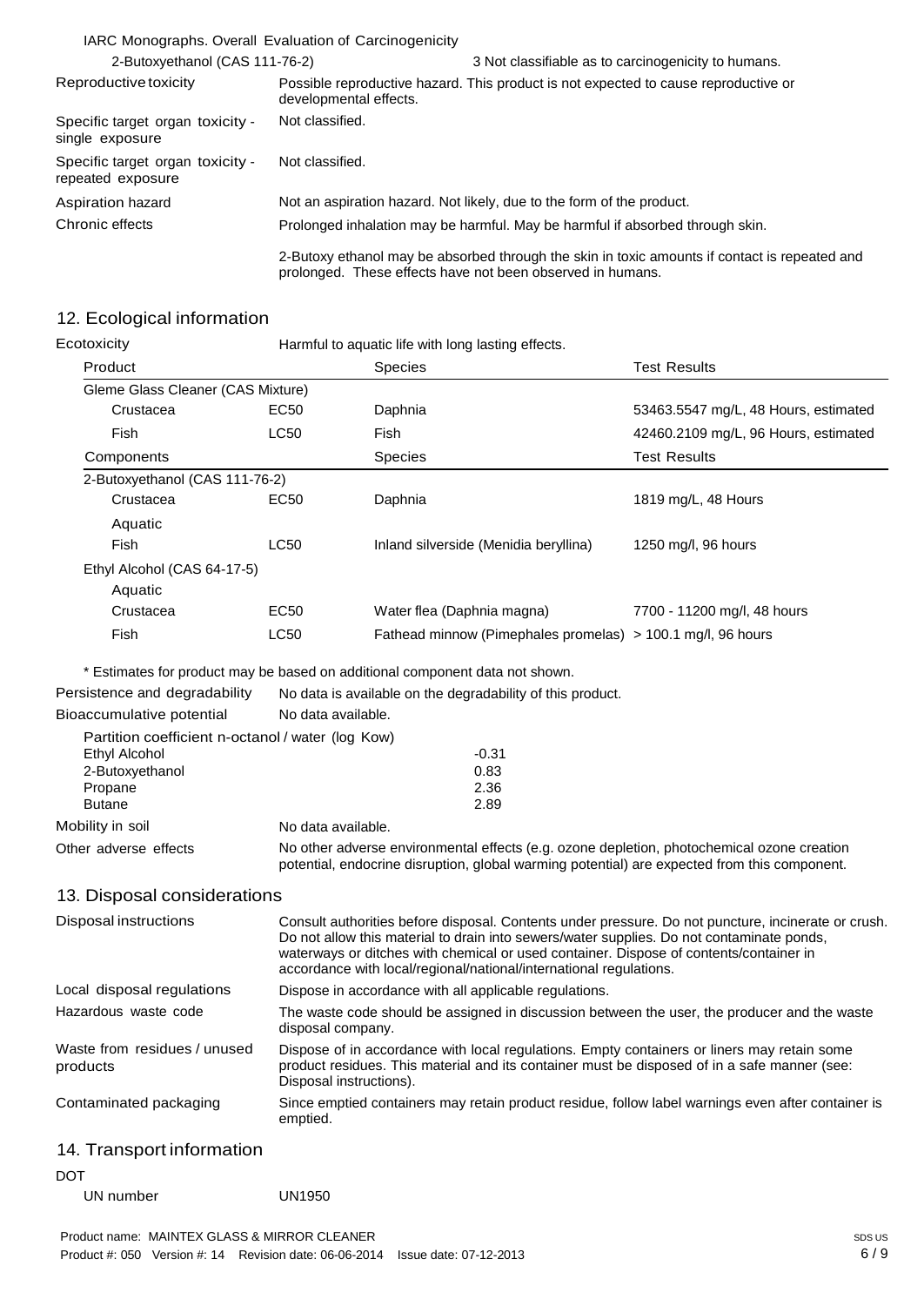IARC Monographs. Overall Evaluation of Carcinogenicity

| | |
|---|---|
| 2-Butoxyethanol (CAS 111-76-2) | 3 Not classifiable as to carcinogenicity to humans. |
| Reproductive toxicity | Possible reproductive hazard. This product is not expected to cause reproductive or developmental effects. |
| Specific target organ toxicity - single exposure | Not classified. |
| Specific target organ toxicity - repeated exposure | Not classified. |
| Aspiration hazard | Not an aspiration hazard. Not likely, due to the form of the product. |
| Chronic effects | Prolonged inhalation may be harmful. May be harmful if absorbed through skin.<br><br>2-Butoxy ethanol may be absorbed through the skin in toxic amounts if contact is repeated and prolonged. These effects have not been observed in humans. |

## 12. Ecological information

Ecotoxicity: Harmful to aquatic life with long lasting effects.

| Product | | Species | Test Results |
|---|---|---|---|
| Gleme Glass Cleaner (CAS Mixture) | | | |
| Crustacea | EC50 | Daphnia | 53463.5547 mg/L, 48 Hours, estimated |
| Fish | LC50 | Fish | 42460.2109 mg/L, 96 Hours, estimated |
| **Components** | | **Species** | **Test Results** |
| 2-Butoxyethanol (CAS 111-76-2) | | | |
| Crustacea | EC50 | Daphnia | 1819 mg/L, 48 Hours |
| Aquatic | | | |
| Fish | LC50 | Inland silverside (Menidia beryllina) | 1250 mg/l, 96 hours |
| Ethyl Alcohol (CAS 64-17-5) | | | |
| Aquatic | | | |
| Crustacea | EC50 | Water flea (Daphnia magna) | 7700 - 11200 mg/l, 48 hours |
| Fish | LC50 | Fathead minnow (Pimephales promelas) | > 100.1 mg/l, 96 hours |

\* Estimates for product may be based on additional component data not shown.

| | |
|---|---|
| Persistence and degradability | No data is available on the degradability of this product. |
| Bioaccumulative potential | No data available. |

Partition coefficient n-octanol / water (log Kow)

| | |
|---|---|
| Ethyl Alcohol | -0.31 |
| 2-Butoxyethanol | 0.83 |
| Propane | 2.36 |
| Butane | 2.89 |

| | |
|---|---|
| Mobility in soil | No data available. |
| Other adverse effects | No other adverse environmental effects (e.g. ozone depletion, photochemical ozone creation potential, endocrine disruption, global warming potential) are expected from this component. |

## 13. Disposal considerations

| | |
|---|---|
| Disposal instructions | Consult authorities before disposal. Contents under pressure. Do not puncture, incinerate or crush. Do not allow this material to drain into sewers/water supplies. Do not contaminate ponds, waterways or ditches with chemical or used container. Dispose of contents/container in accordance with local/regional/national/international regulations. |
| Local disposal regulations | Dispose in accordance with all applicable regulations. |
| Hazardous waste code | The waste code should be assigned in discussion between the user, the producer and the waste disposal company. |
| Waste from residues / unused products | Dispose of in accordance with local regulations. Empty containers or liners may retain some product residues. This material and its container must be disposed of in a safe manner (see: Disposal instructions). |
| Contaminated packaging | Since emptied containers may retain product residue, follow label warnings even after container is emptied. |

## 14. Transport information

DOT

UN number: UN1950

Product name: MAINTEX GLASS & MIRROR CLEANER
Product #: 050 Version #: 14 Revision date: 06-06-2014 Issue date: 07-12-2013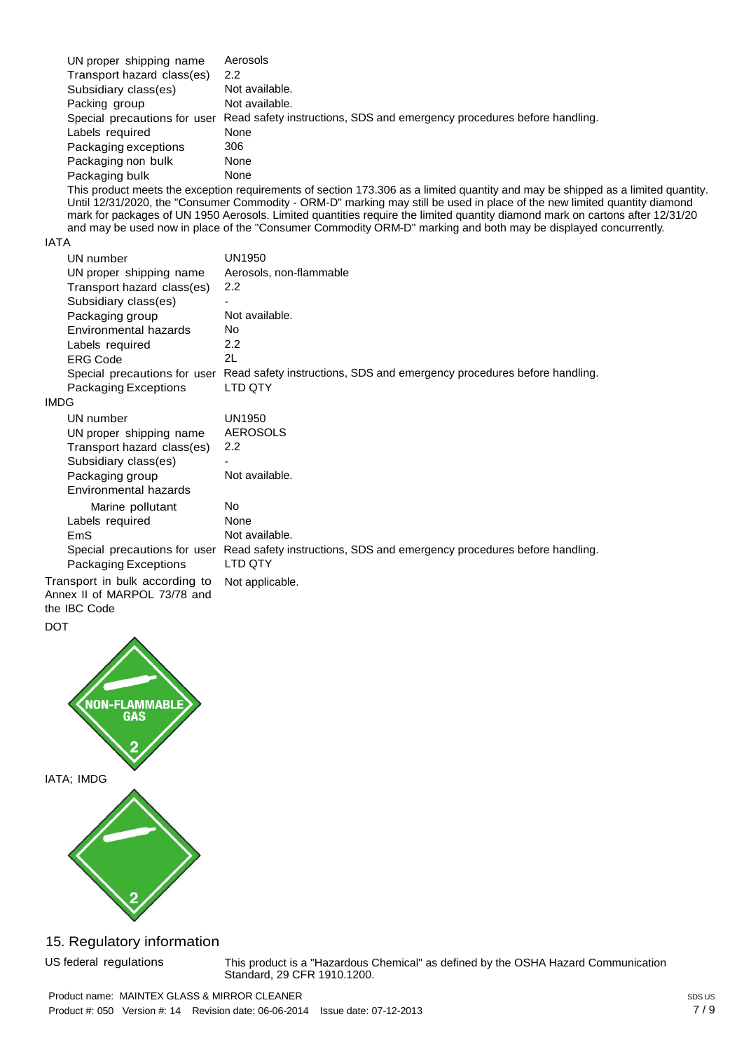| | |
|---|---|
| UN proper shipping name | Aerosols |
| Transport hazard class(es) | 2.2 |
| Subsidiary class(es) | Not available. |
| Packing group | Not available. |
| Special precautions for user | Read safety instructions, SDS and emergency procedures before handling. |
| Labels required | None |
| Packaging exceptions | 306 |
| Packaging non bulk | None |
| Packaging bulk | None |

This product meets the exception requirements of section 173.306 as a limited quantity and may be shipped as a limited quantity. Until 12/31/2020, the "Consumer Commodity - ORM-D" marking may still be used in place of the new limited quantity diamond mark for packages of UN 1950 Aerosols. Limited quantities require the limited quantity diamond mark on cartons after 12/31/20 and may be used now in place of the "Consumer Commodity ORM-D" marking and both may be displayed concurrently.

**IATA**

| | |
|---|---|
| UN number | UN1950 |
| UN proper shipping name | Aerosols, non-flammable |
| Transport hazard class(es) | 2.2 |
| Subsidiary class(es) | - |
| Packaging group | Not available. |
| Environmental hazards | No |
| Labels required | 2.2 |
| ERG Code | 2L |
| Special precautions for user | Read safety instructions, SDS and emergency procedures before handling. |
| Packaging Exceptions | LTD QTY |

**IMDG**

| | |
|---|---|
| UN number | UN1950 |
| UN proper shipping name | AEROSOLS |
| Transport hazard class(es) | 2.2 |
| Subsidiary class(es) | - |
| Packaging group | Not available. |
| Environmental hazards | |
| Marine pollutant | No |
| Labels required | None |
| EmS | Not available. |
| Special precautions for user | Read safety instructions, SDS and emergency procedures before handling. |
| Packaging Exceptions | LTD QTY |

Transport in bulk according to Annex II of MARPOL 73/78 and the IBC Code: Not applicable.

DOT

NON-FLAMMABLE GAS 2

IATA; IMDG

2

## 15. Regulatory information

**US federal regulations**: This product is a "Hazardous Chemical" as defined by the OSHA Hazard Communication Standard, 29 CFR 1910.1200.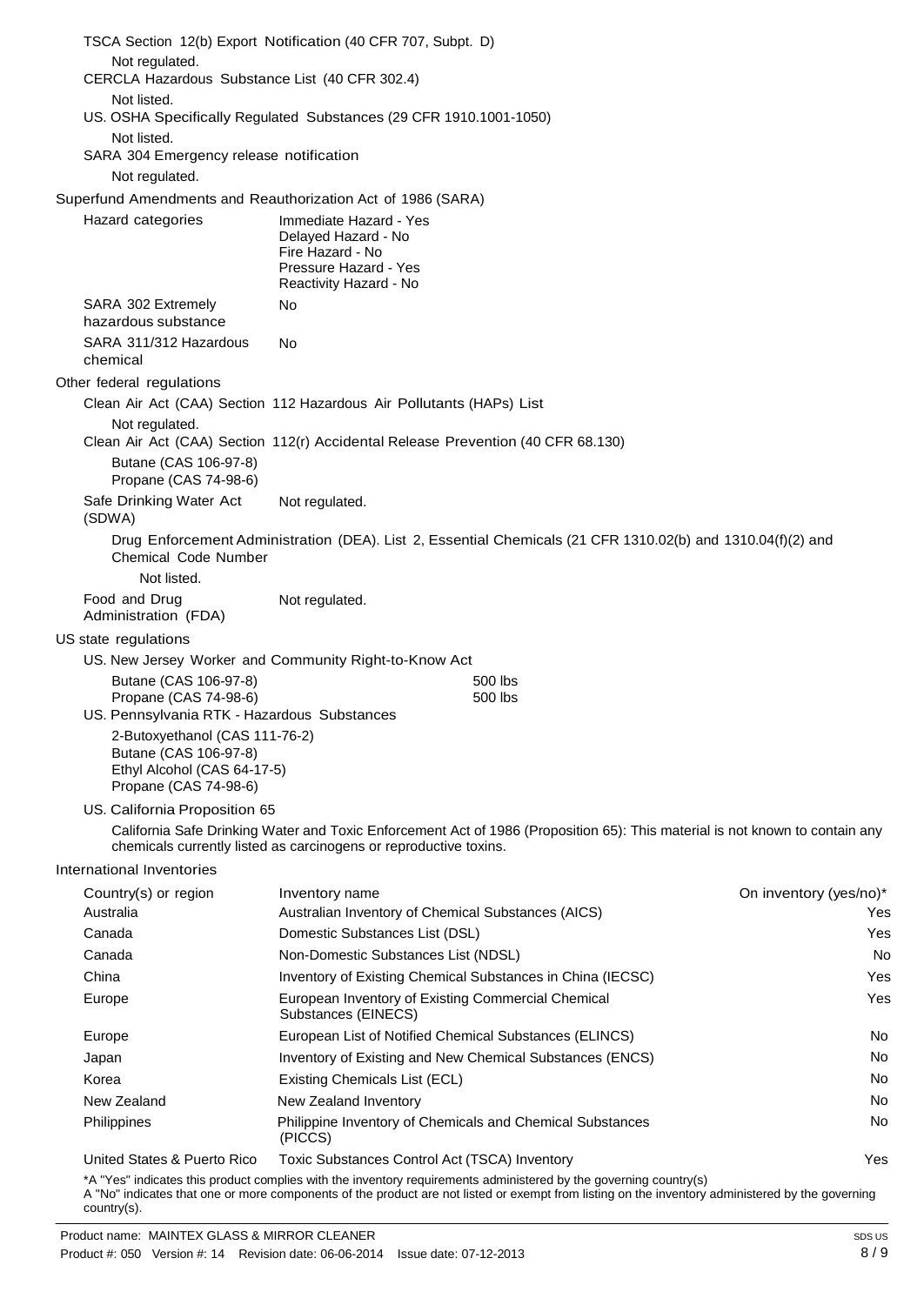TSCA Section 12(b) Export Notification (40 CFR 707, Subpt. D)

Not regulated.

CERCLA Hazardous Substance List (40 CFR 302.4)

Not listed.

US. OSHA Specifically Regulated Substances (29 CFR 1910.1001-1050)

Not listed.

SARA 304 Emergency release notification

Not regulated.

Superfund Amendments and Reauthorization Act of 1986 (SARA)

| | |
|---|---|
| Hazard categories | Immediate Hazard - Yes<br>Delayed Hazard - No<br>Fire Hazard - No<br>Pressure Hazard - Yes<br>Reactivity Hazard - No |
| SARA 302 Extremely hazardous substance | No |
| SARA 311/312 Hazardous chemical | No |

Other federal regulations

Clean Air Act (CAA) Section 112 Hazardous Air Pollutants (HAPs) List

Not regulated.

Clean Air Act (CAA) Section 112(r) Accidental Release Prevention (40 CFR 68.130)

Butane (CAS 106-97-8)
Propane (CAS 74-98-6)

Safe Drinking Water Act (SDWA) — Not regulated.

Drug Enforcement Administration (DEA). List 2, Essential Chemicals (21 CFR 1310.02(b) and 1310.04(f)(2) and Chemical Code Number

Not listed.

Food and Drug Administration (FDA) — Not regulated.

US state regulations

US. New Jersey Worker and Community Right-to-Know Act

| | |
|---|---|
| Butane (CAS 106-97-8) | 500 lbs |
| Propane (CAS 74-98-6) | 500 lbs |

US. Pennsylvania RTK - Hazardous Substances

2-Butoxyethanol (CAS 111-76-2)
Butane (CAS 106-97-8)
Ethyl Alcohol (CAS 64-17-5)
Propane (CAS 74-98-6)

US. California Proposition 65

California Safe Drinking Water and Toxic Enforcement Act of 1986 (Proposition 65): This material is not known to contain any chemicals currently listed as carcinogens or reproductive toxins.

International Inventories

| Country(s) or region | Inventory name | On inventory (yes/no)* |
|---|---|---|
| Australia | Australian Inventory of Chemical Substances (AICS) | Yes |
| Canada | Domestic Substances List (DSL) | Yes |
| Canada | Non-Domestic Substances List (NDSL) | No |
| China | Inventory of Existing Chemical Substances in China (IECSC) | Yes |
| Europe | European Inventory of Existing Commercial Chemical Substances (EINECS) | Yes |
| Europe | European List of Notified Chemical Substances (ELINCS) | No |
| Japan | Inventory of Existing and New Chemical Substances (ENCS) | No |
| Korea | Existing Chemicals List (ECL) | No |
| New Zealand | New Zealand Inventory | No |
| Philippines | Philippine Inventory of Chemicals and Chemical Substances (PICCS) | No |
| United States & Puerto Rico | Toxic Substances Control Act (TSCA) Inventory | Yes |

*A "Yes" indicates this product complies with the inventory requirements administered by the governing country(s)
A "No" indicates that one or more components of the product are not listed or exempt from listing on the inventory administered by the governing country(s).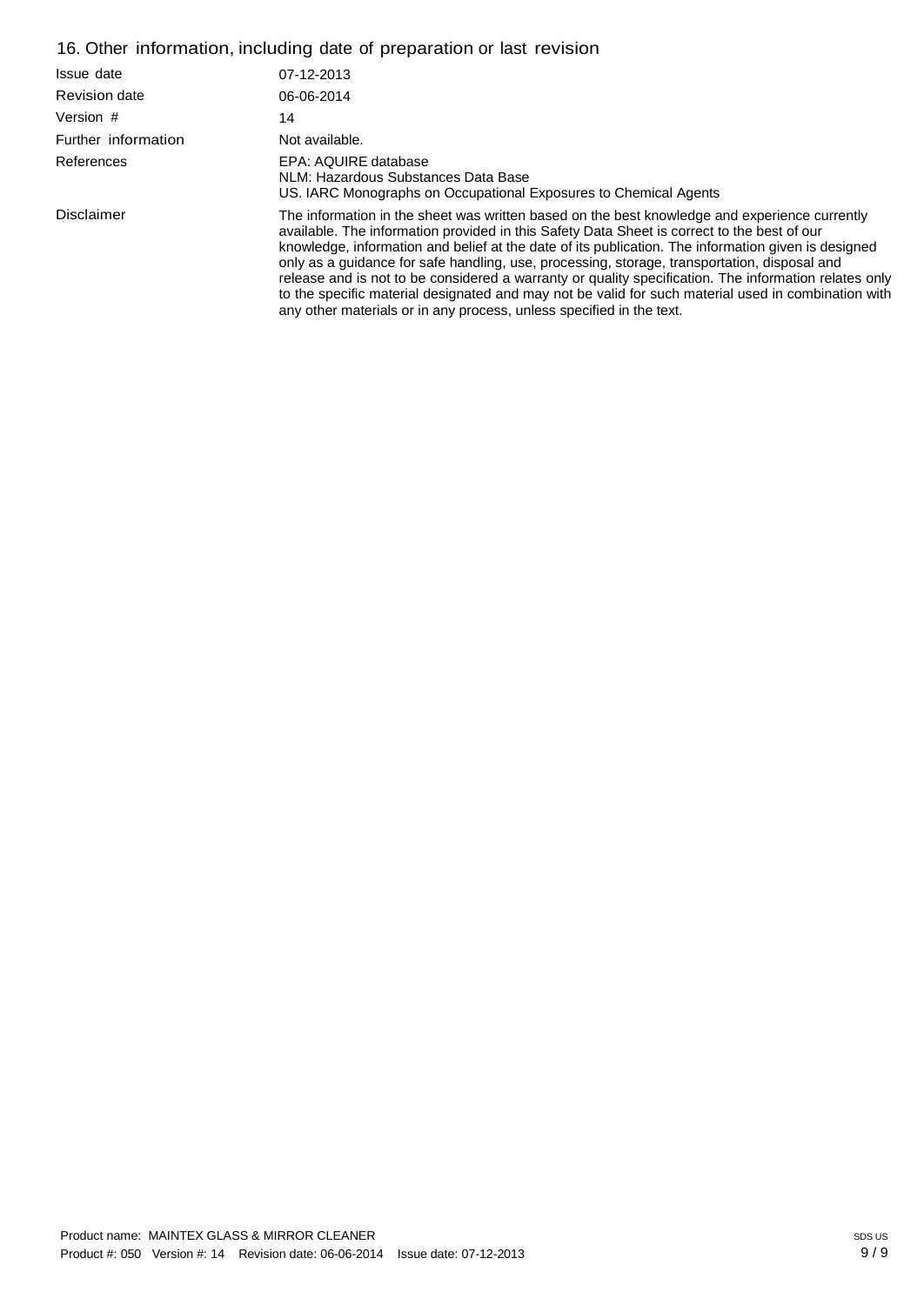## 16. Other information, including date of preparation or last revision

| | |
|---|---|
| Issue date | 07-12-2013 |
| Revision date | 06-06-2014 |
| Version # | 14 |
| Further information | Not available. |
| References | EPA: AQUIRE database<br>NLM: Hazardous Substances Data Base<br>US. IARC Monographs on Occupational Exposures to Chemical Agents |
| Disclaimer | The information in the sheet was written based on the best knowledge and experience currently available. The information provided in this Safety Data Sheet is correct to the best of our knowledge, information and belief at the date of its publication. The information given is designed only as a guidance for safe handling, use, processing, storage, transportation, disposal and release and is not to be considered a warranty or quality specification. The information relates only to the specific material designated and may not be valid for such material used in combination with any other materials or in any process, unless specified in the text. |